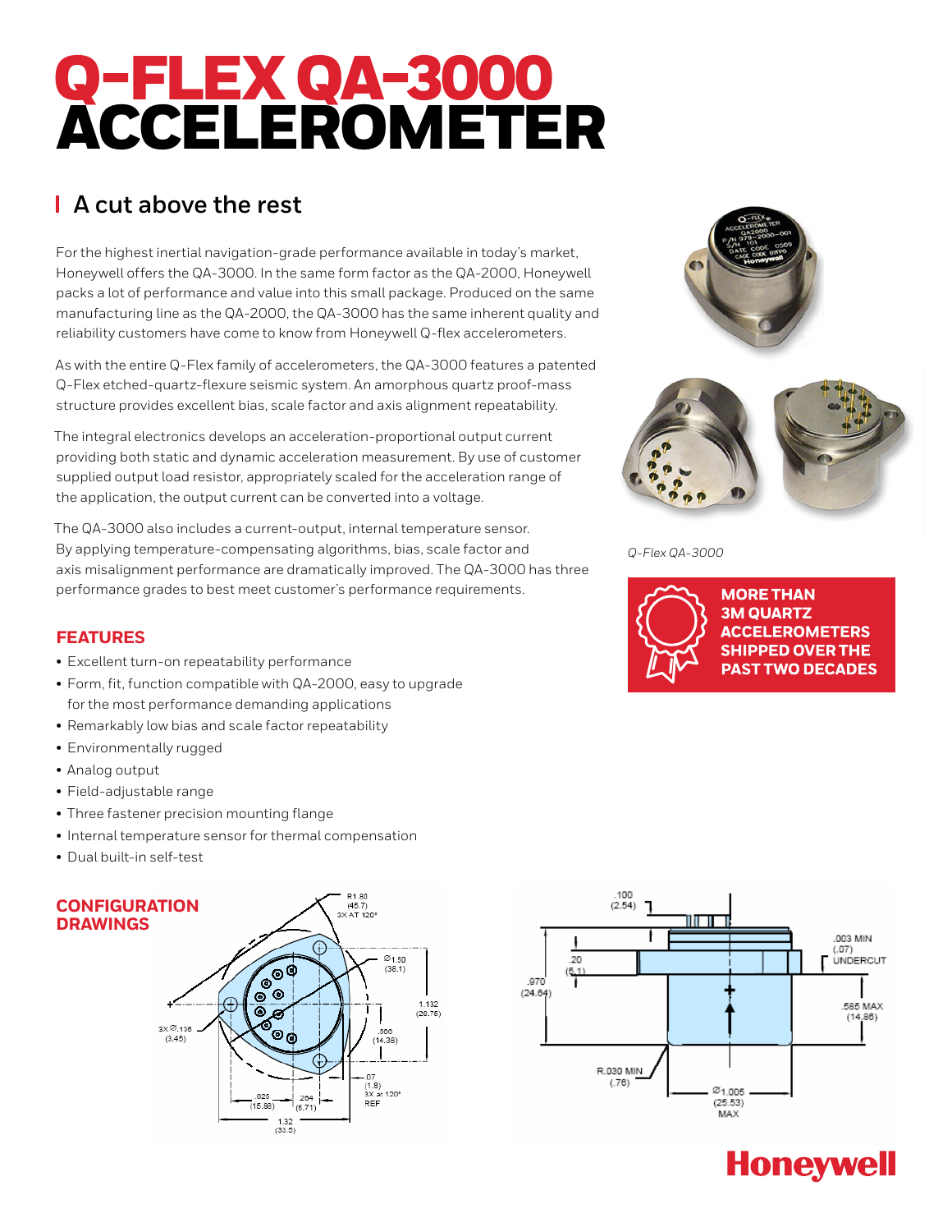# Q-FLEX QA-3000 ACCELEROMETER

## A cut above the rest

For the highest inertial navigation-grade performance available in today's market, Honeywell offers the QA-3000. In the same form factor as the QA-2000, Honeywell packs a lot of performance and value into this small package. Produced on the same manufacturing line as the QA-2000, the QA-3000 has the same inherent quality and reliability customers have come to know from Honeywell Q-flex accelerometers.

As with the entire Q-Flex family of accelerometers, the QA-3000 features a patented Q-Flex etched-quartz-flexure seismic system. An amorphous quartz proof-mass structure provides excellent bias, scale factor and axis alignment repeatability.

The integral electronics develops an acceleration-proportional output current providing both static and dynamic acceleration measurement. By use of customer supplied output load resistor, appropriately scaled for the acceleration range of the application, the output current can be converted into a voltage.

The QA-3000 also includes a current-output, internal temperature sensor. By applying temperature-compensating algorithms, bias, scale factor and axis misalignment performance are dramatically improved. The QA-3000 has three performance grades to best meet customer's performance requirements.

*Q-Flex QA-3000*

**MORE THAN 3M QUARTZ ACCELEROMETERS SHIPPED OVER THE PAST TWO DECADES**

### FEATURES

- Excellent turn-on repeatability performance
- Form, fit, function compatible with QA-2000, easy to upgrade for the most performance demanding applications
- Remarkably low bias and scale factor repeatability
- Environmentally rugged
- Analog output
- Field-adjustable range
- Three fastener precision mounting flange
- Internal temperature sensor for thermal compensation
- Dual built-in self-test

### CONFIGURATION DRAWINGS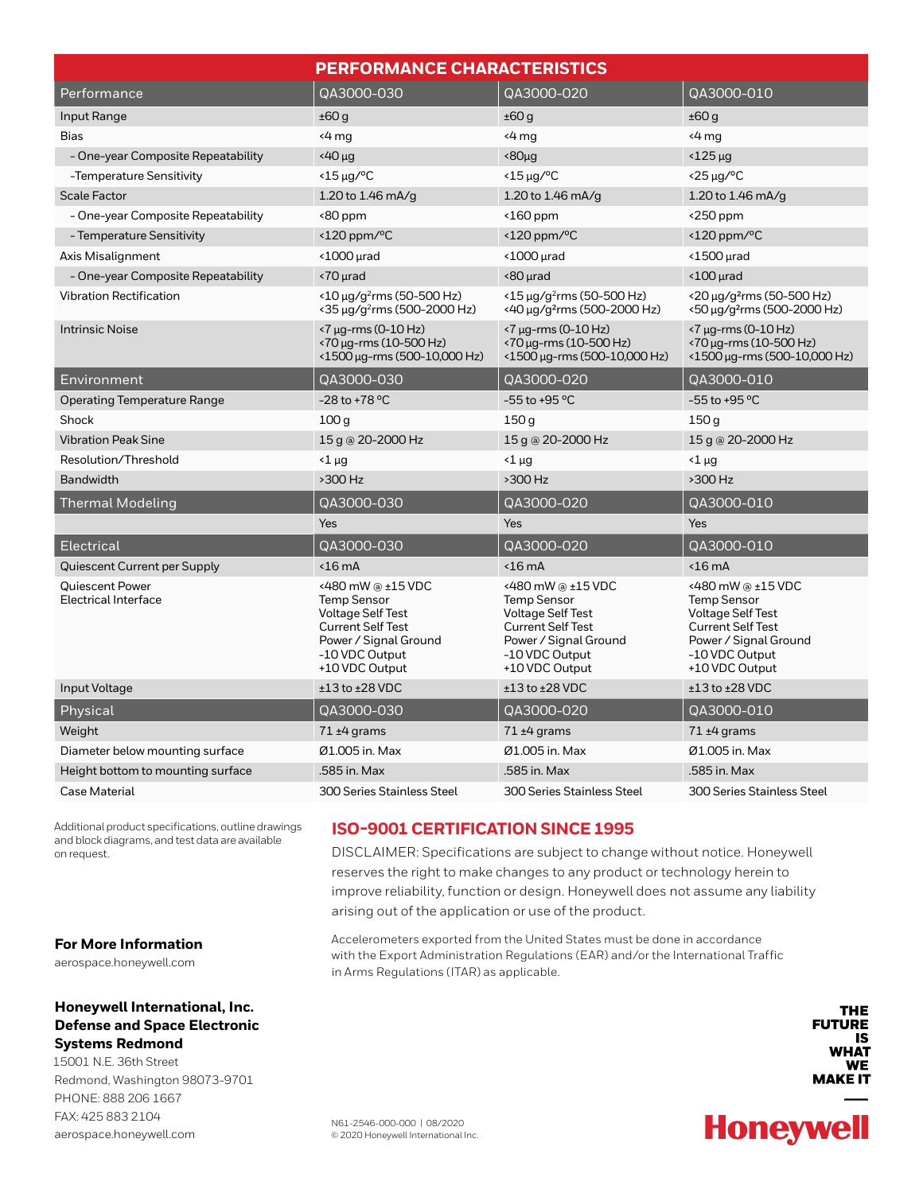## PERFORMANCE CHARACTERISTICS

| Performance | QA3000-030 | QA3000-020 | QA3000-010 |
|---|---|---|---|
| Input Range | ±60 g | ±60 g | ±60 g |
| Bias | <4 mg | <4 mg | <4 mg |
| - One-year Composite Repeatability | <40 µg | <80µg | <125 µg |
| -Temperature Sensitivity | <15 µg/°C | <15 µg/°C | <25 µg/°C |
| Scale Factor | 1.20 to 1.46 mA/g | 1.20 to 1.46 mA/g | 1.20 to 1.46 mA/g |
| - One-year Composite Repeatability | <80 ppm | <160 ppm | <250 ppm |
| - Temperature Sensitivity | <120 ppm/°C | <120 ppm/°C | <120 ppm/°C |
| Axis Misalignment | <1000 µrad | <1000 µrad | <1500 µrad |
| - One-year Composite Repeatability | <70 µrad | <80 µrad | <100 µrad |
| Vibration Rectification | <10 µg/g²rms (50-500 Hz)<br><35 µg/g²rms (500-2000 Hz) | <15 µg/g²rms (50-500 Hz)<br><40 µg/g²rms (500-2000 Hz) | <20 µg/g²rms (50-500 Hz)<br><50 µg/g²rms (500-2000 Hz) |
| Intrinsic Noise | <7 µg-rms (0-10 Hz)<br><70 µg-rms (10-500 Hz)<br><1500 µg-rms (500-10,000 Hz) | <7 µg-rms (0-10 Hz)<br><70 µg-rms (10-500 Hz)<br><1500 µg-rms (500-10,000 Hz) | <7 µg-rms (0-10 Hz)<br><70 µg-rms (10-500 Hz)<br><1500 µg-rms (500-10,000 Hz) |
| **Environment** | **QA3000-030** | **QA3000-020** | **QA3000-010** |
| Operating Temperature Range | -28 to +78 °C | -55 to +95 °C | -55 to +95 °C |
| Shock | 100 g | 150 g | 150 g |
| Vibration Peak Sine | 15 g @ 20-2000 Hz | 15 g @ 20-2000 Hz | 15 g @ 20-2000 Hz |
| Resolution/Threshold | <1 µg | <1 µg | <1 µg |
| Bandwidth | >300 Hz | >300 Hz | >300 Hz |
| **Thermal Modeling** | **QA3000-030** | **QA3000-020** | **QA3000-010** |
| | Yes | Yes | Yes |
| **Electrical** | **QA3000-030** | **QA3000-020** | **QA3000-010** |
| Quiescent Current per Supply | <16 mA | <16 mA | <16 mA |
| Quiescent Power<br>Electrical Interface | <480 mW @ ±15 VDC<br>Temp Sensor<br>Voltage Self Test<br>Current Self Test<br>Power / Signal Ground<br>-10 VDC Output<br>+10 VDC Output | <480 mW @ ±15 VDC<br>Temp Sensor<br>Voltage Self Test<br>Current Self Test<br>Power / Signal Ground<br>-10 VDC Output<br>+10 VDC Output | <480 mW @ ±15 VDC<br>Temp Sensor<br>Voltage Self Test<br>Current Self Test<br>Power / Signal Ground<br>-10 VDC Output<br>+10 VDC Output |
| Input Voltage | ±13 to ±28 VDC | ±13 to ±28 VDC | ±13 to ±28 VDC |
| **Physical** | **QA3000-030** | **QA3000-020** | **QA3000-010** |
| Weight | 71 ±4 grams | 71 ±4 grams | 71 ±4 grams |
| Diameter below mounting surface | Ø1.005 in. Max | Ø1.005 in. Max | Ø1.005 in. Max |
| Height bottom to mounting surface | .585 in. Max | .585 in. Max | .585 in. Max |
| Case Material | 300 Series Stainless Steel | 300 Series Stainless Steel | 300 Series Stainless Steel |

Additional product specifications, outline drawings and block diagrams, and test data are available on request.

## ISO-9001 CERTIFICATION SINCE 1995

DISCLAIMER: Specifications are subject to change without notice. Honeywell reserves the right to make changes to any product or technology herein to improve reliability, function or design. Honeywell does not assume any liability arising out of the application or use of the product.

Accelerometers exported from the United States must be done in accordance with the Export Administration Regulations (EAR) and/or the International Traffic in Arms Regulations (ITAR) as applicable.

**For More Information**

aerospace.honeywell.com

**Honeywell International, Inc.**
**Defense and Space Electronic Systems Redmond**

15001 N.E. 36th Street
Redmond, Washington 98073-9701
PHONE: 888 206 1667
FAX: 425 883 2104
aerospace.honeywell.com

N61-2546-000-000 | 08/2020
© 2020 Honeywell International Inc.

THE FUTURE IS WHAT WE MAKE IT

Honeywell